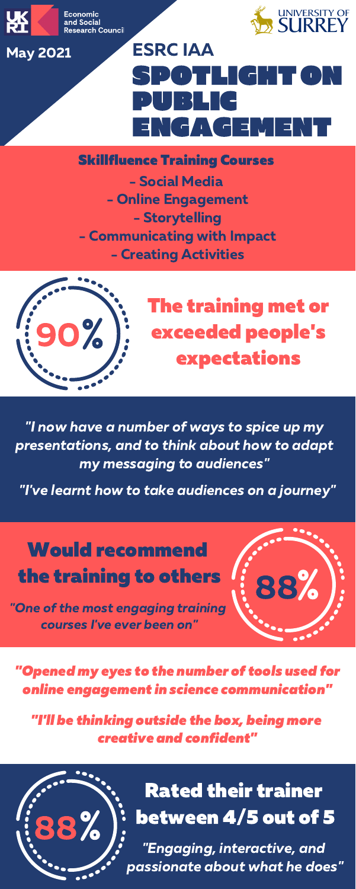Economic and Social Research Council

UNIVERSITY OF SURREY

May 2021

# ESRC IAA SPOTLIGHT ON PUBLIC ENGAGEMENT

## Skillfluence Training Courses

- Social Media
- Online Engagement
- Storytelling
- Communicating with Impact
- Creating Activities

## 90%

## The training met or exceeded people's expectations

*"I now have a number of ways to spice up my presentations, and to think about how to adapt my messaging to audiences"*

*"I've learnt how to take audiences on a journey"*

## Would recommend the training to others

## 88%

*"One of the most engaging training courses I've ever been on"*

*"Opened my eyes to the number of tools used for online engagement in science communication"*

*"I'll be thinking outside the box, being more creative and confident"*

## 88%

## Rated their trainer between 4/5 out of 5

*"Engaging, interactive, and passionate about what he does"*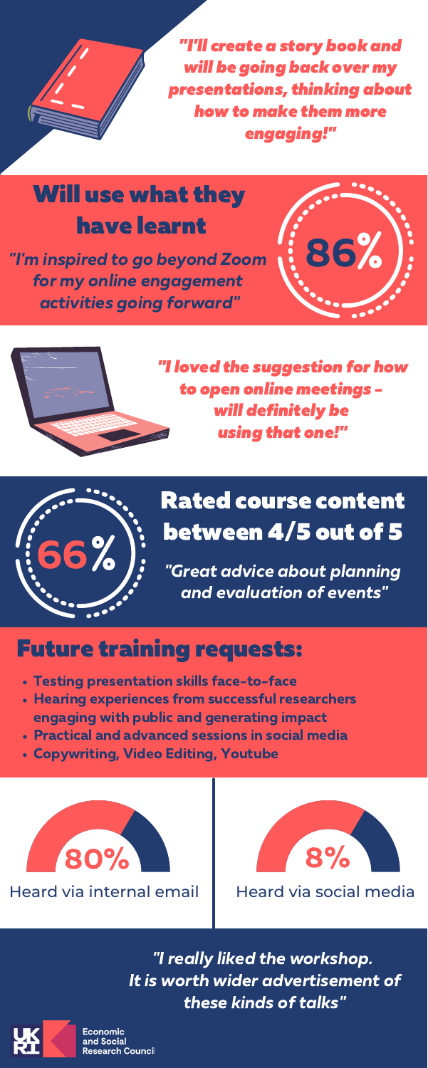*"I'll create a story book and will be going back over my presentations, thinking about how to make them more engaging!"*

## Will use what they have learnt

*"I'm inspired to go beyond Zoom for my online engagement activities going forward"*

86%

*"I loved the suggestion for how to open online meetings - will definitely be using that one!"*

66%

## Rated course content between 4/5 out of 5

*"Great advice about planning and evaluation of events"*

## Future training requests:

- Testing presentation skills face-to-face
- Hearing experiences from successful researchers engaging with public and generating impact
- Practical and advanced sessions in social media
- Copywriting, Video Editing, Youtube

80%

Heard via internal email

8%

Heard via social media

*"I really liked the workshop. It is worth wider advertisement of these kinds of talks"*

Economic and Social Research Council